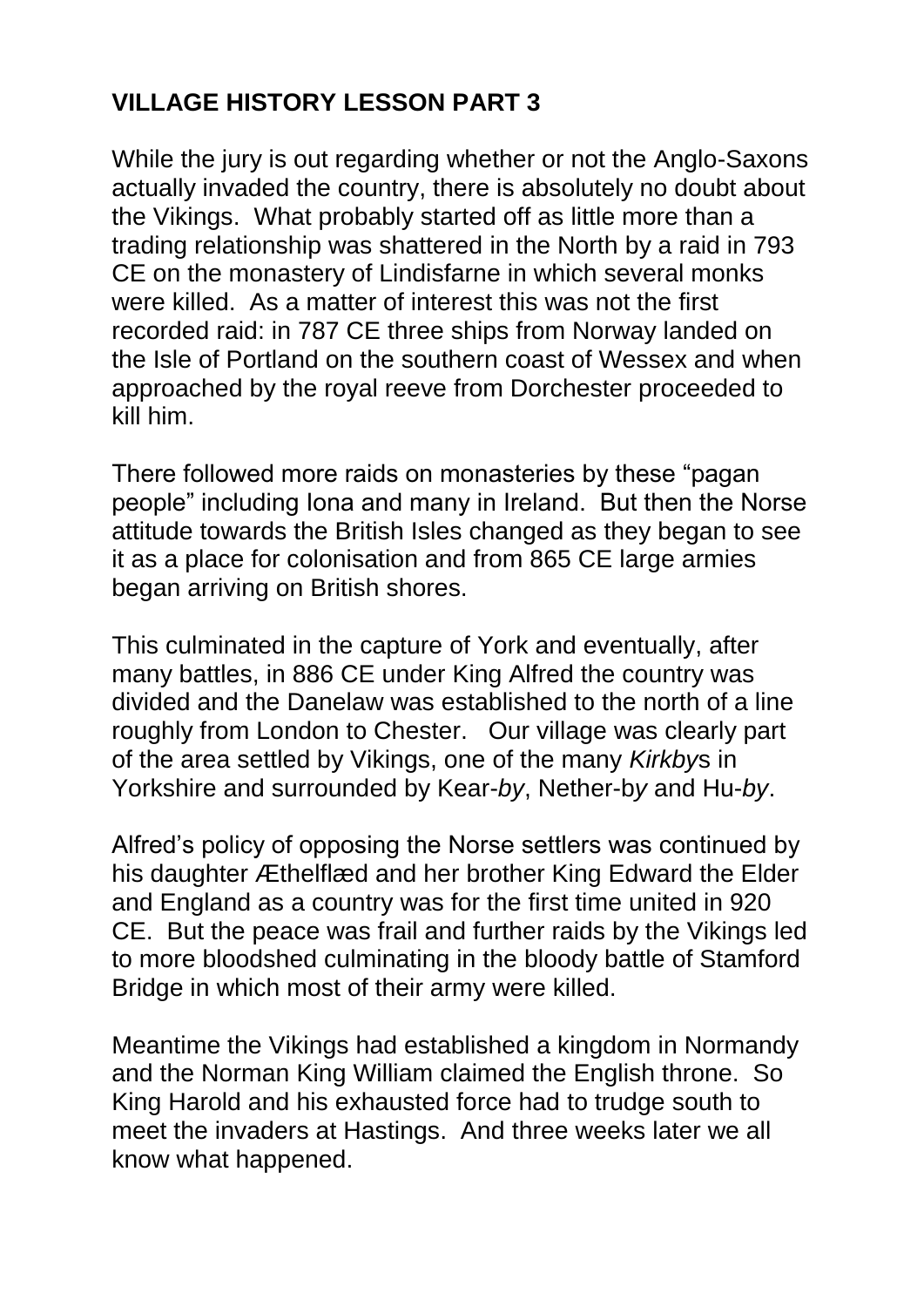# VILLAGE HISTORY LESSON PART 3

While the jury is out regarding whether or not the Anglo-Saxons actually invaded the country, there is absolutely no doubt about the Vikings. What probably started off as little more than a trading relationship was shattered in the North by a raid in 793 CE on the monastery of Lindisfarne in which several monks were killed. As a matter of interest this was not the first recorded raid: in 787 CE three ships from Norway landed on the Isle of Portland on the southern coast of Wessex and when approached by the royal reeve from Dorchester proceeded to kill him.

There followed more raids on monasteries by these "pagan people" including Iona and many in Ireland. But then the Norse attitude towards the British Isles changed as they began to see it as a place for colonisation and from 865 CE large armies began arriving on British shores.

This culminated in the capture of York and eventually, after many battles, in 886 CE under King Alfred the country was divided and the Danelaw was established to the north of a line roughly from London to Chester. Our village was clearly part of the area settled by Vikings, one of the many *Kirkby*s in Yorkshire and surrounded by Kear-*by*, Nether-b*y* and Hu-*by*.

Alfred's policy of opposing the Norse settlers was continued by his daughter Æthelflæd and her brother King Edward the Elder and England as a country was for the first time united in 920 CE. But the peace was frail and further raids by the Vikings led to more bloodshed culminating in the bloody battle of Stamford Bridge in which most of their army were killed.

Meantime the Vikings had established a kingdom in Normandy and the Norman King William claimed the English throne. So King Harold and his exhausted force had to trudge south to meet the invaders at Hastings. And three weeks later we all know what happened.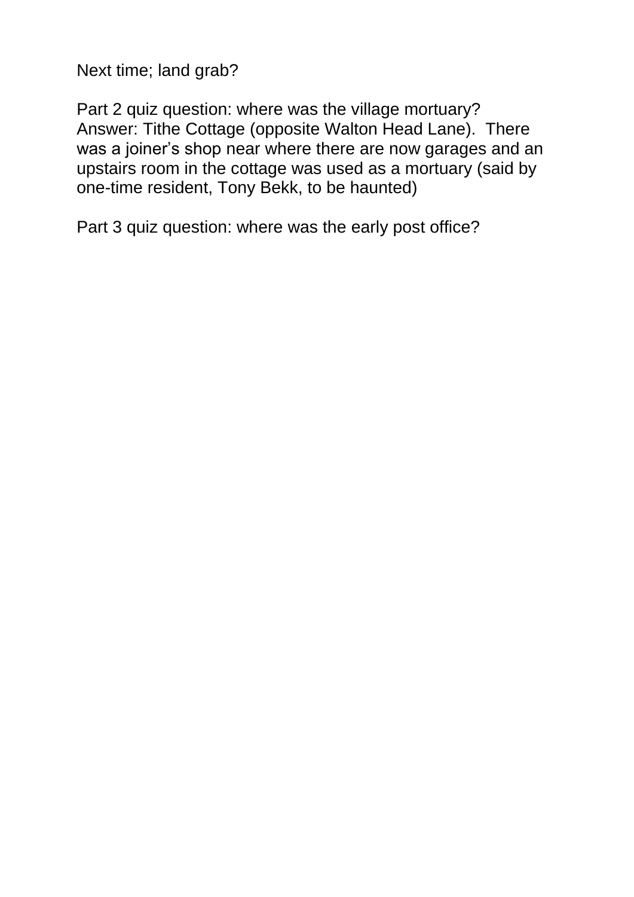Next time; land grab?

Part 2 quiz question: where was the village mortuary?
Answer: Tithe Cottage (opposite Walton Head Lane). There was a joiner's shop near where there are now garages and an upstairs room in the cottage was used as a mortuary (said by one-time resident, Tony Bekk, to be haunted)

Part 3 quiz question: where was the early post office?